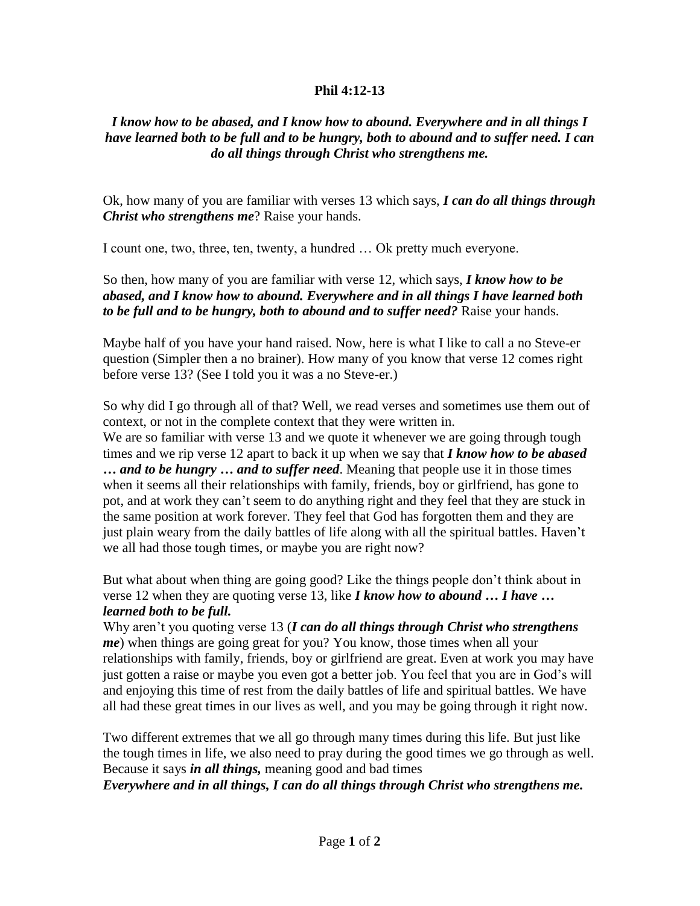**Phil 4:12-13**

***I know how to be abased, and I know how to abound. Everywhere and in all things I have learned both to be full and to be hungry, both to abound and to suffer need. I can do all things through Christ who strengthens me.***

Ok, how many of you are familiar with verses 13 which says, ***I can do all things through Christ who strengthens me***? Raise your hands.

I count one, two, three, ten, twenty, a hundred … Ok pretty much everyone.

So then, how many of you are familiar with verse 12, which says, ***I know how to be abased, and I know how to abound. Everywhere and in all things I have learned both to be full and to be hungry, both to abound and to suffer need?*** Raise your hands.

Maybe half of you have your hand raised. Now, here is what I like to call a no Steve-er question (Simpler then a no brainer). How many of you know that verse 12 comes right before verse 13? (See I told you it was a no Steve-er.)

So why did I go through all of that? Well, we read verses and sometimes use them out of context, or not in the complete context that they were written in.
We are so familiar with verse 13 and we quote it whenever we are going through tough times and we rip verse 12 apart to back it up when we say that ***I know how to be abased … and to be hungry … and to suffer need***. Meaning that people use it in those times when it seems all their relationships with family, friends, boy or girlfriend, has gone to pot, and at work they can't seem to do anything right and they feel that they are stuck in the same position at work forever. They feel that God has forgotten them and they are just plain weary from the daily battles of life along with all the spiritual battles. Haven't we all had those tough times, or maybe you are right now?

But what about when thing are going good? Like the things people don't think about in verse 12 when they are quoting verse 13, like ***I know how to abound … I have … learned both to be full.***
Why aren't you quoting verse 13 (***I can do all things through Christ who strengthens me***) when things are going great for you? You know, those times when all your relationships with family, friends, boy or girlfriend are great. Even at work you may have just gotten a raise or maybe you even got a better job. You feel that you are in God's will and enjoying this time of rest from the daily battles of life and spiritual battles. We have all had these great times in our lives as well, and you may be going through it right now.

Two different extremes that we all go through many times during this life. But just like the tough times in life, we also need to pray during the good times we go through as well. Because it says ***in all things,*** meaning good and bad times
***Everywhere and in all things, I can do all things through Christ who strengthens me.***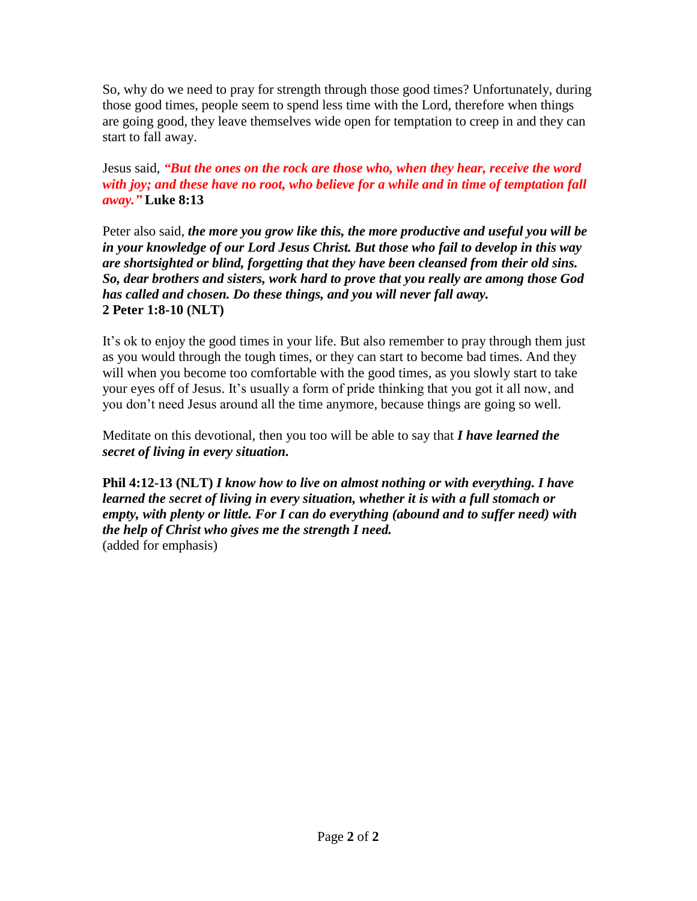So, why do we need to pray for strength through those good times? Unfortunately, during those good times, people seem to spend less time with the Lord, therefore when things are going good, they leave themselves wide open for temptation to creep in and they can start to fall away.

Jesus said, ***"But the ones on the rock are those who, when they hear, receive the word with joy; and these have no root, who believe for a while and in time of temptation fall away."*** **Luke 8:13**

Peter also said, ***the more you grow like this, the more productive and useful you will be in your knowledge of our Lord Jesus Christ. But those who fail to develop in this way are shortsighted or blind, forgetting that they have been cleansed from their old sins. So, dear brothers and sisters, work hard to prove that you really are among those God has called and chosen. Do these things, and you will never fall away.***
**2 Peter 1:8-10 (NLT)**

It's ok to enjoy the good times in your life. But also remember to pray through them just as you would through the tough times, or they can start to become bad times. And they will when you become too comfortable with the good times, as you slowly start to take your eyes off of Jesus. It's usually a form of pride thinking that you got it all now, and you don't need Jesus around all the time anymore, because things are going so well.

Meditate on this devotional, then you too will be able to say that ***I have learned the secret of living in every situation.***

**Phil 4:12-13 (NLT)** ***I know how to live on almost nothing or with everything. I have learned the secret of living in every situation, whether it is with a full stomach or empty, with plenty or little. For I can do everything (abound and to suffer need) with the help of Christ who gives me the strength I need.***
(added for emphasis)